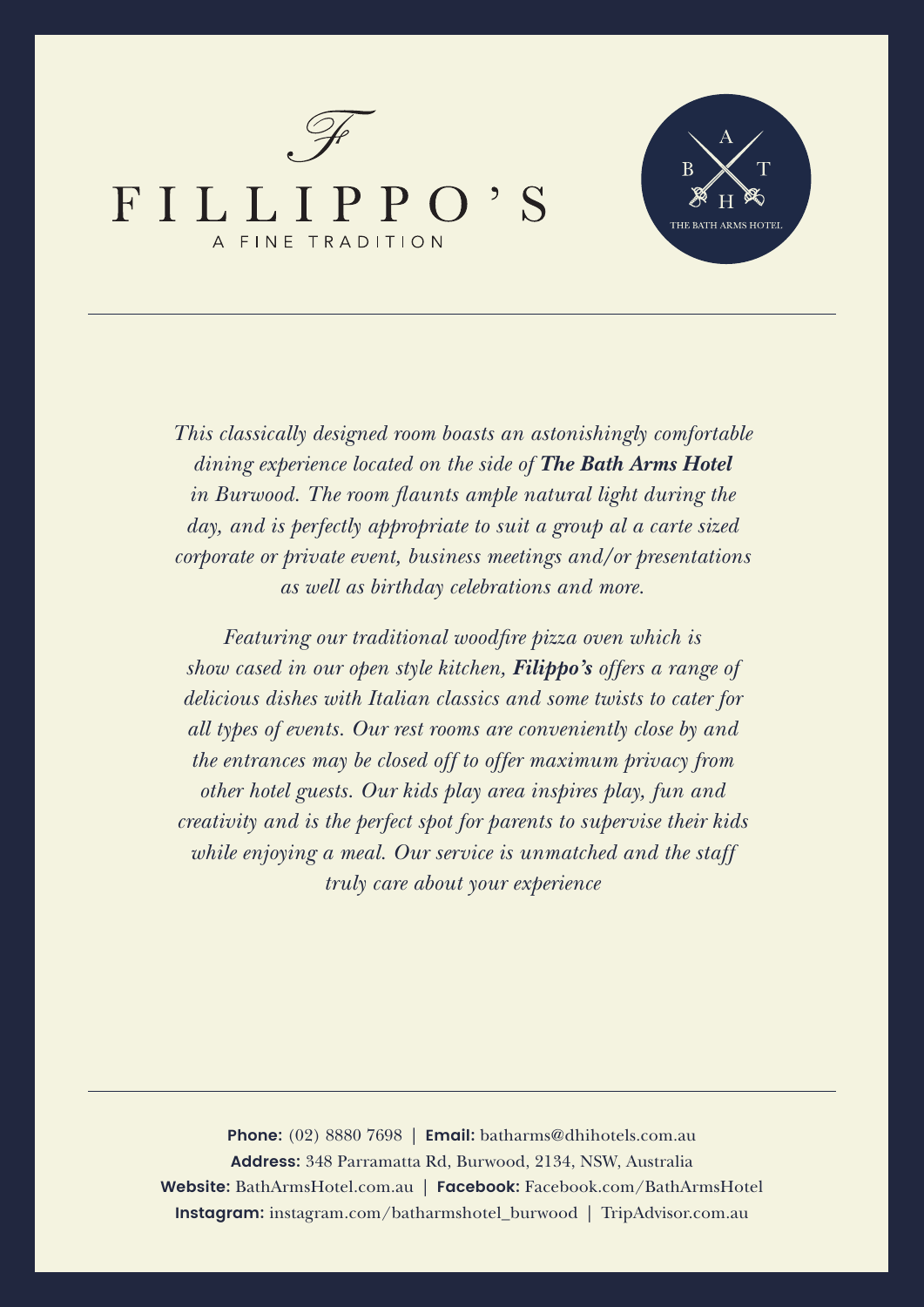# FILLIPPO'S

A FINE TRADITION

THE BATH ARMS HOTEL

---

*This classically designed room boasts an astonishingly comfortable dining experience located on the side of **The Bath Arms Hotel** in Burwood. The room flaunts ample natural light during the day, and is perfectly appropriate to suit a group al a carte sized corporate or private event, business meetings and/or presentations as well as birthday celebrations and more.*

*Featuring our traditional woodfire pizza oven which is show cased in our open style kitchen, **Filippo's** offers a range of delicious dishes with Italian classics and some twists to cater for all types of events. Our rest rooms are conveniently close by and the entrances may be closed off to offer maximum privacy from other hotel guests. Our kids play area inspires play, fun and creativity and is the perfect spot for parents to supervise their kids while enjoying a meal. Our service is unmatched and the staff truly care about your experience*

---

**Phone:** (02) 8880 7698 | **Email:** batharms@dhihotels.com.au
**Address:** 348 Parramatta Rd, Burwood, 2134, NSW, Australia
**Website:** BathArmsHotel.com.au | **Facebook:** Facebook.com/BathArmsHotel
**Instagram:** instagram.com/batharmshotel_burwood | TripAdvisor.com.au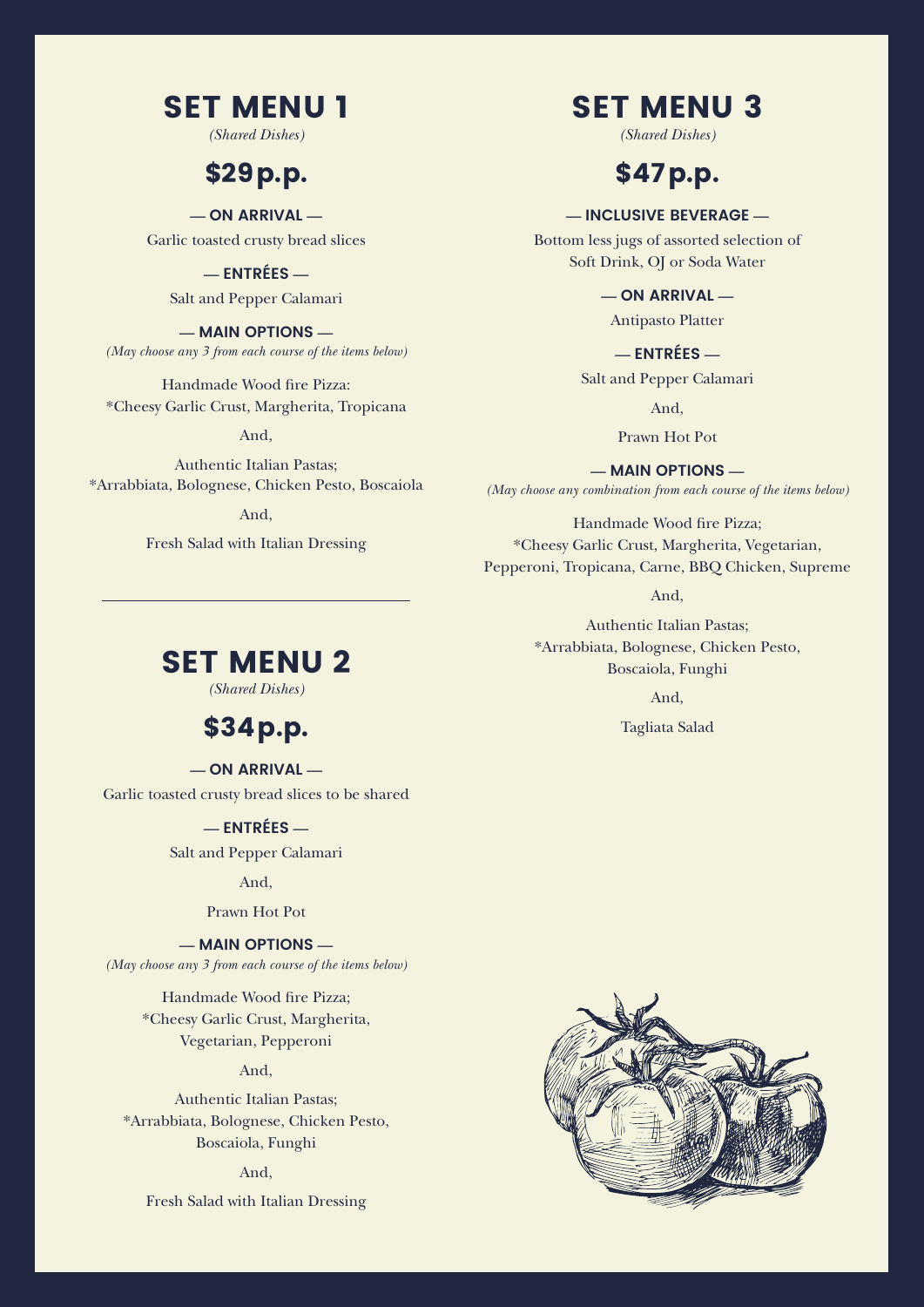# SET MENU 1

*(Shared Dishes)*

## $29p.p.

**— ON ARRIVAL —**

Garlic toasted crusty bread slices

**— ENTRÉES —**

Salt and Pepper Calamari

**— MAIN OPTIONS —**

*(May choose any 3 from each course of the items below)*

Handmade Wood fire Pizza:
*Cheesy Garlic Crust, Margherita, Tropicana

And,

Authentic Italian Pastas;
*Arrabbiata, Bolognese, Chicken Pesto, Boscaiola

And,

Fresh Salad with Italian Dressing

---

# SET MENU 2

*(Shared Dishes)*

## $34p.p.

**— ON ARRIVAL —**

Garlic toasted crusty bread slices to be shared

**— ENTRÉES —**

Salt and Pepper Calamari

And,

Prawn Hot Pot

**— MAIN OPTIONS —**

*(May choose any 3 from each course of the items below)*

Handmade Wood fire Pizza;
*Cheesy Garlic Crust, Margherita,
Vegetarian, Pepperoni

And,

Authentic Italian Pastas;
*Arrabbiata, Bolognese, Chicken Pesto,
Boscaiola, Funghi

And,

Fresh Salad with Italian Dressing

# SET MENU 3

*(Shared Dishes)*

## $47p.p.

**— INCLUSIVE BEVERAGE —**

Bottom less jugs of assorted selection of
Soft Drink, OJ or Soda Water

**— ON ARRIVAL —**

Antipasto Platter

**— ENTRÉES —**

Salt and Pepper Calamari

And,

Prawn Hot Pot

**— MAIN OPTIONS —**

*(May choose any combination from each course of the items below)*

Handmade Wood fire Pizza;
*Cheesy Garlic Crust, Margherita, Vegetarian,
Pepperoni, Tropicana, Carne, BBQ Chicken, Supreme

And,

Authentic Italian Pastas;
*Arrabbiata, Bolognese, Chicken Pesto,
Boscaiola, Funghi

And,

Tagliata Salad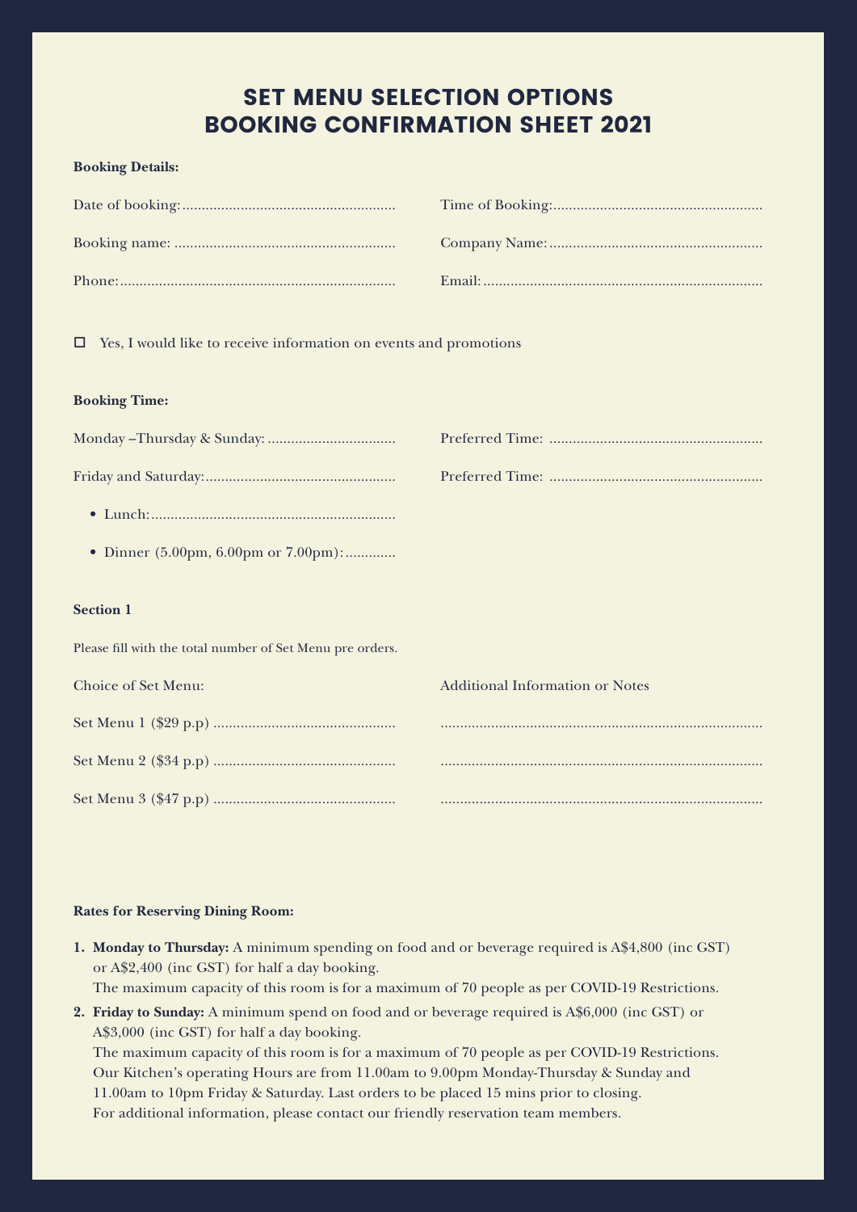# SET MENU SELECTION OPTIONS
# BOOKING CONFIRMATION SHEET 2021

**Booking Details:**

Date of booking:........................................................ Time of Booking:........................................................

Booking name: ........................................................ Company Name:........................................................

Phone:........................................................................ Email:........................................................................

☐ Yes, I would like to receive information on events and promotions

**Booking Time:**

Monday –Thursday & Sunday: ................................. Preferred Time: ........................................................

Friday and Saturday:................................................. Preferred Time: ........................................................

- Lunch:..............................................................
- Dinner (5.00pm, 6.00pm or 7.00pm):.............

**Section 1**

Please fill with the total number of Set Menu pre orders.

| Choice of Set Menu: | Additional Information or Notes |
|---|---|
| Set Menu 1 ($29 p.p) .............................................. | .................................................................................. |
| Set Menu 2 ($34 p.p) .............................................. | .................................................................................. |
| Set Menu 3 ($47 p.p) .............................................. | .................................................................................. |

**Rates for Reserving Dining Room:**

1. **Monday to Thursday:** A minimum spending on food and or beverage required is A$4,800 (inc GST) or A$2,400 (inc GST) for half a day booking.
   The maximum capacity of this room is for a maximum of 70 people as per COVID-19 Restrictions.
2. **Friday to Sunday:** A minimum spend on food and or beverage required is A$6,000 (inc GST) or A$3,000 (inc GST) for half a day booking.
   The maximum capacity of this room is for a maximum of 70 people as per COVID-19 Restrictions.
   Our Kitchen's operating Hours are from 11.00am to 9.00pm Monday-Thursday & Sunday and 11.00am to 10pm Friday & Saturday. Last orders to be placed 15 mins prior to closing.
   For additional information, please contact our friendly reservation team members.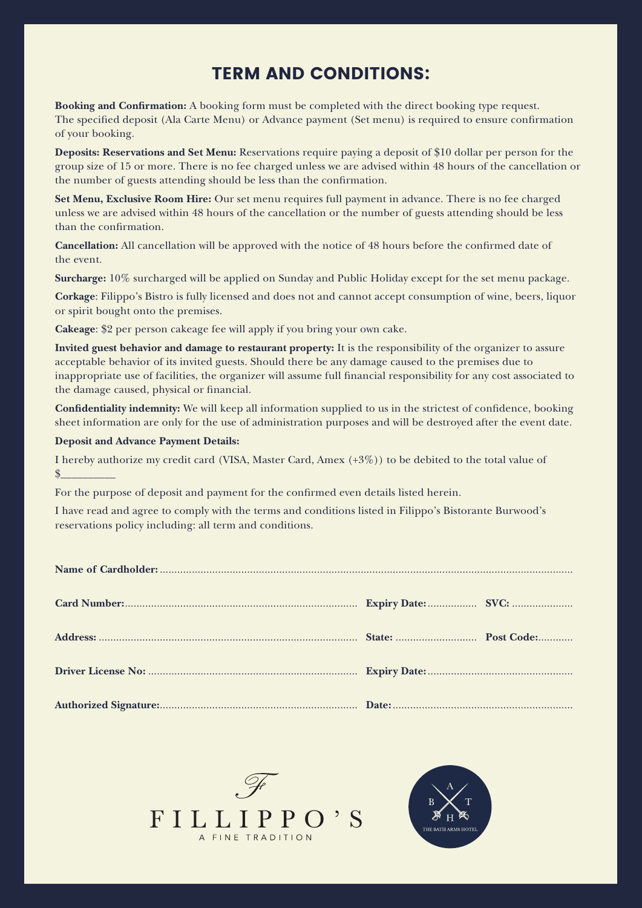# TERM AND CONDITIONS:

**Booking and Confirmation:** A booking form must be completed with the direct booking type request. The specified deposit (Ala Carte Menu) or Advance payment (Set menu) is required to ensure confirmation of your booking.

**Deposits: Reservations and Set Menu:** Reservations require paying a deposit of $10 dollar per person for the group size of 15 or more. There is no fee charged unless we are advised within 48 hours of the cancellation or the number of guests attending should be less than the confirmation.

**Set Menu, Exclusive Room Hire:** Our set menu requires full payment in advance. There is no fee charged unless we are advised within 48 hours of the cancellation or the number of guests attending should be less than the confirmation.

**Cancellation:** All cancellation will be approved with the notice of 48 hours before the confirmed date of the event.

**Surcharge:** 10% surcharged will be applied on Sunday and Public Holiday except for the set menu package.

**Corkage**: Filippo's Bistro is fully licensed and does not and cannot accept consumption of wine, beers, liquor or spirit bought onto the premises.

**Cakeage**: $2 per person cakeage fee will apply if you bring your own cake.

**Invited guest behavior and damage to restaurant property:** It is the responsibility of the organizer to assure acceptable behavior of its invited guests. Should there be any damage caused to the premises due to inappropriate use of facilities, the organizer will assume full financial responsibility for any cost associated to the damage caused, physical or financial.

**Confidentiality indemnity:** We will keep all information supplied to us in the strictest of confidence, booking sheet information are only for the use of administration purposes and will be destroyed after the event date.

**Deposit and Advance Payment Details:**

I hereby authorize my credit card (VISA, Master Card, Amex (+3%)) to be debited to the total value of $__________

For the purpose of deposit and payment for the confirmed even details listed herein.

I have read and agree to comply with the terms and conditions listed in Filippo's Bistorante Burwood's reservations policy including: all term and conditions.

**Name of Cardholder:** ..........................................................................................................................................

**Card Number:** .............................................................................. **Expiry Date:** ................ **SVC:** ....................

**Address:** ....................................................................................... **State:** ........................... **Post Code:** ...........

**Driver License No:** ...................................................................... **Expiry Date:** ................................................

**Authorized Signature:** .................................................................. **Date:** ............................................................

FILLIPPO'S
A FINE TRADITION

THE BATH ARMS HOTEL